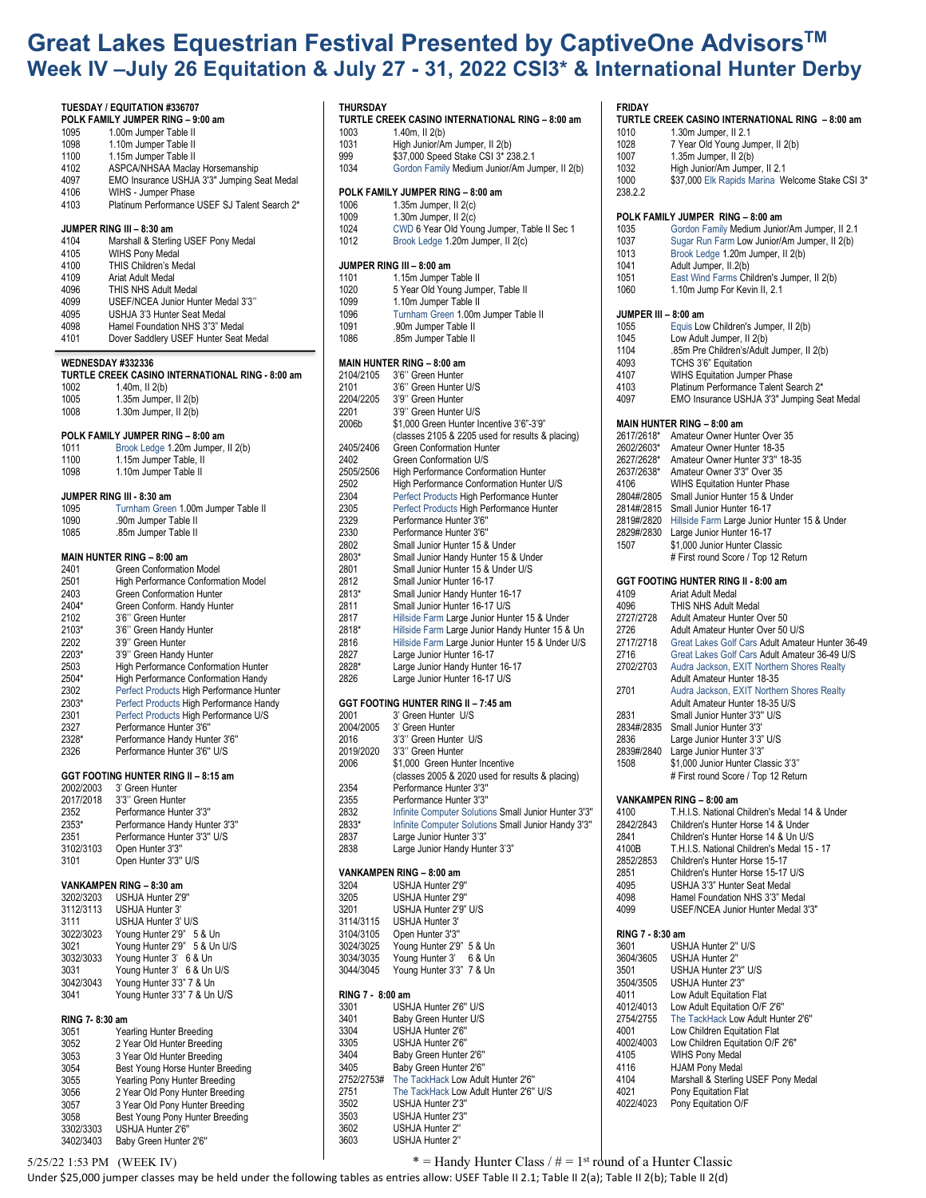# Great Lakes Equestrian Festival Presented by CaptiveOne Advisors™
## Week IV –July 26 Equitation & July 27 - 31, 2022 CSI3* & International Hunter Derby

### TUESDAY / EQUITATION #336707

**POLK FAMILY JUMPER RING – 9:00 am**

| | |
|---|---|
| 1095 | 1.00m Jumper Table II |
| 1098 | 1.10m Jumper Table II |
| 1100 | 1.15m Jumper Table II |
| 4102 | ASPCA/NHSAA Maclay Horsemanship |
| 4097 | EMO Insurance USHJA 3'3" Jumping Seat Medal |
| 4106 | WIHS - Jumper Phase |
| 4103 | Platinum Performance USEF SJ Talent Search 2* |

**JUMPER RING III – 8:30 am**

| | |
|---|---|
| 4104 | Marshall & Sterling USEF Pony Medal |
| 4105 | WIHS Pony Medal |
| 4100 | THIS Children's Medal |
| 4109 | Ariat Adult Medal |
| 4096 | THIS NHS Adult Medal |
| 4099 | USEF/NCEA Junior Hunter Medal 3'3" |
| 4095 | USHJA 3'3 Hunter Seat Medal |
| 4098 | Hamel Foundation NHS 3"3" Medal |
| 4101 | Dover Saddlery USEF Hunter Seat Medal |

### WEDNESDAY #332336

**TURTLE CREEK CASINO INTERNATIONAL RING - 8:00 am**

| | |
|---|---|
| 1002 | 1.40m, II 2(b) |
| 1005 | 1.35m Jumper, II 2(b) |
| 1008 | 1.30m Jumper, II 2(b) |

**POLK FAMILY JUMPER RING – 8:00 am**

| | |
|---|---|
| 1011 | Brook Ledge 1.20m Jumper, II 2(b) |
| 1100 | 1.15m Jumper Table, II |
| 1098 | 1.10m Jumper Table II |

**JUMPER RING III - 8:30 am**

| | |
|---|---|
| 1095 | Turnham Green 1.00m Jumper Table II |
| 1090 | .90m Jumper Table II |
| 1085 | .85m Jumper Table II |

**MAIN HUNTER RING – 8:00 am**

| | |
|---|---|
| 2401 | Green Conformation Model |
| 2501 | High Performance Conformation Model |
| 2403 | Green Conformation Hunter |
| 2404* | Green Conform. Handy Hunter |
| 2102 | 3'6" Green Hunter |
| 2103* | 3'6" Green Handy Hunter |
| 2202 | 3'9" Green Hunter |
| 2203* | 3'9" Green Handy Hunter |
| 2503 | High Performance Conformation Hunter |
| 2504* | High Performance Conformation Handy |
| 2302 | Perfect Products High Performance Hunter |
| 2303* | Perfect Products High Performance Handy |
| 2301 | Perfect Products High Performance U/S |
| 2327 | Performance Hunter 3'6" |
| 2328* | Performance Handy Hunter 3'6" |
| 2326 | Performance Hunter 3'6" U/S |

**GGT FOOTING HUNTER RING II – 8:15 am**

| | |
|---|---|
| 2002/2003 | 3' Green Hunter |
| 2017/2018 | 3'3" Green Hunter |
| 2352 | Performance Hunter 3'3" |
| 2353* | Performance Handy Hunter 3'3" |
| 2351 | Performance Hunter 3'3" U/S |
| 3102/3103 | Open Hunter 3'3" |
| 3101 | Open Hunter 3'3" U/S |

**VANKAMPEN RING – 8:30 am**

| | |
|---|---|
| 3202/3203 | USHJA Hunter 2'9" |
| 3112/3113 | USHJA Hunter 3' |
| 3111 | USHJA Hunter 3' U/S |
| 3022/3023 | Young Hunter 2'9" 5 & Un |
| 3021 | Young Hunter 2'9" 5 & Un U/S |
| 3032/3033 | Young Hunter 3' 6 & Un |
| 3031 | Young Hunter 3' 6 & Un U/S |
| 3042/3043 | Young Hunter 3'3" 7 & Un |
| 3041 | Young Hunter 3'3" 7 & Un U/S |

**RING 7- 8:30 am**

| | |
|---|---|
| 3051 | Yearling Hunter Breeding |
| 3052 | 2 Year Old Hunter Breeding |
| 3053 | 3 Year Old Hunter Breeding |
| 3054 | Best Young Horse Hunter Breeding |
| 3055 | Yearling Pony Hunter Breeding |
| 3056 | 2 Year Old Pony Hunter Breeding |
| 3057 | 3 Year Old Pony Hunter Breeding |
| 3058 | Best Young Pony Hunter Breeding |
| 3302/3303 | USHJA Hunter 2'6" |
| 3402/3403 | Baby Green Hunter 2'6" |

### THURSDAY

**TURTLE CREEK CASINO INTERNATIONAL RING – 8:00 am**

| | |
|---|---|
| 1003 | 1.40m, II 2(b) |
| 1031 | High Junior/Am Jumper, II 2(b) |
| 999 | $37,000 Speed Stake CSI 3* 238.2.1 |
| 1034 | Gordon Family Medium Junior/Am Jumper, II 2(b) |

**POLK FAMILY JUMPER RING – 8:00 am**

| | |
|---|---|
| 1006 | 1.35m Jumper, II 2(c) |
| 1009 | 1.30m Jumper, II 2(c) |
| 1024 | CWD 6 Year Old Young Jumper, Table II Sec 1 |
| 1012 | Brook Ledge 1.20m Jumper, II 2(c) |

**JUMPER RING III – 8:00 am**

| | |
|---|---|
| 1101 | 1.15m Jumper Table II |
| 1020 | 5 Year Old Young Jumper, Table II |
| 1099 | 1.10m Jumper Table II |
| 1096 | Turnham Green 1.00m Jumper Table II |
| 1091 | .90m Jumper Table II |
| 1086 | .85m Jumper Table II |

**MAIN HUNTER RING – 8:00 am**

| | |
|---|---|
| 2104/2105 | 3'6" Green Hunter |
| 2101 | 3'6" Green Hunter U/S |
| 2204/2205 | 3'9" Green Hunter |
| 2201 | 3'9" Green Hunter U/S |
| 2006b | $1,000 Green Hunter Incentive 3'6"-3'9" (classes 2105 & 2205 used for results & placing) |
| 2405/2406 | Green Conformation Hunter |
| 2402 | Green Conformation U/S |
| 2505/2506 | High Performance Conformation Hunter |
| 2502 | High Performance Conformation Hunter U/S |
| 2304 | Perfect Products High Performance Hunter |
| 2305 | Perfect Products High Performance Hunter |
| 2329 | Performance Hunter 3'6" |
| 2330 | Performance Hunter 3'6" |
| 2802 | Small Junior Hunter 15 & Under |
| 2803* | Small Junior Handy Hunter 15 & Under |
| 2801 | Small Junior Hunter 15 & Under U/S |
| 2812 | Small Junior Hunter 16-17 |
| 2813* | Small Junior Handy Hunter 16-17 |
| 2811 | Small Junior Hunter 16-17 U/S |
| 2817 | Hillside Farm Large Junior Hunter 15 & Under |
| 2818* | Hillside Farm Large Junior Handy Hunter 15 & Un |
| 2816 | Hillside Farm Large Junior Hunter 15 & Under U/S |
| 2827 | Large Junior Hunter 16-17 |
| 2828* | Large Junior Handy Hunter 16-17 |
| 2826 | Large Junior Hunter 16-17 U/S |

**GGT FOOTING HUNTER RING II – 7:45 am**

| | |
|---|---|
| 2001 | 3' Green Hunter U/S |
| 2004/2005 | 3' Green Hunter |
| 2016 | 3'3" Green Hunter U/S |
| 2019/2020 | 3'3" Green Hunter |
| 2006 | $1,000 Green Hunter Incentive (classes 2005 & 2020 used for results & placing) |
| 2354 | Performance Hunter 3'3" |
| 2355 | Performance Hunter 3'3" |
| 2832 | Infinite Computer Solutions Small Junior Hunter 3'3" |
| 2833* | Infinite Computer Solutions Small Junior Handy 3'3" |
| 2837 | Large Junior Hunter 3'3" |
| 2838 | Large Junior Handy Hunter 3'3" |

**VANKAMPEN RING – 8:00 am**

| | |
|---|---|
| 3204 | USHJA Hunter 2'9" |
| 3205 | USHJA Hunter 2'9" |
| 3201 | USHJA Hunter 2'9" U/S |
| 3114/3115 | USHJA Hunter 3' |
| 3104/3105 | Open Hunter 3'3" |
| 3024/3025 | Young Hunter 2'9" 5 & Un |
| 3034/3035 | Young Hunter 3' 6 & Un |
| 3044/3045 | Young Hunter 3'3" 7 & Un |

**RING 7 - 8:00 am**

| | |
|---|---|
| 3301 | USHJA Hunter 2'6" U/S |
| 3401 | Baby Green Hunter U/S |
| 3304 | USHJA Hunter 2'6" |
| 3305 | USHJA Hunter 2'6" |
| 3404 | Baby Green Hunter 2'6" |
| 3405 | Baby Green Hunter 2'6" |
| 2752/2753# | The TackHack Low Adult Hunter 2'6" |
| 2751 | The TackHack Low Adult Hunter 2'6" U/S |
| 3502 | USHJA Hunter 2'3" |
| 3503 | USHJA Hunter 2'3" |
| 3602 | USHJA Hunter 2" |
| 3603 | USHJA Hunter 2" |

### FRIDAY

**TURTLE CREEK CASINO INTERNATIONAL RING – 8:00 am**

| | |
|---|---|
| 1010 | 1.30m Jumper, II 2.1 |
| 1028 | 7 Year Old Young Jumper, II 2(b) |
| 1007 | 1.35m Jumper, II 2(b) |
| 1032 | High Junior/Am Jumper, II 2.1 |
| 1000 | $37,000 Elk Rapids Marina Welcome Stake CSI 3* 238.2.2 |

**POLK FAMILY JUMPER RING – 8:00 am**

| | |
|---|---|
| 1035 | Gordon Family Medium Junior/Am Jumper, II 2.1 |
| 1037 | Sugar Run Farm Low Junior/Am Jumper, II 2(b) |
| 1013 | Brook Ledge 1.20m Jumper, II 2(b) |
| 1041 | Adult Jumper, II.2(b) |
| 1051 | East Wind Farms Children's Jumper, II 2(b) |
| 1060 | 1.10m Jump For Kevin II, 2.1 |

**JUMPER III – 8:00 am**

| | |
|---|---|
| 1055 | Equis Low Children's Jumper, II 2(b) |
| 1045 | Low Adult Jumper, II 2(b) |
| 1104 | .85m Pre Children's/Adult Jumper, II 2(b) |
| 4093 | TCHS 3'6" Equitation |
| 4107 | WIHS Equitation Jumper Phase |
| 4103 | Platinum Performance Talent Search 2* |
| 4097 | EMO Insurance USHJA 3'3" Jumping Seat Medal |

**MAIN HUNTER RING – 8:00 am**

| | |
|---|---|
| 2617/2618* | Amateur Owner Hunter Over 35 |
| 2602/2603* | Amateur Owner Hunter 18-35 |
| 2627/2628* | Amateur Owner Hunter 3'3" 18-35 |
| 2637/2638* | Amateur Owner 3'3" Over 35 |
| 4106 | WIHS Equitation Hunter Phase |
| 2804#/2805 | Small Junior Hunter 15 & Under |
| 2814#/2815 | Small Junior Hunter 16-17 |
| 2819#/2820 | Hillside Farm Large Junior Hunter 15 & Under |
| 2829#/2830 | Large Junior Hunter 16-17 |
| 1507 | $1,000 Junior Hunter Classic # First round Score / Top 12 Return |

**GGT FOOTING HUNTER RING II - 8:00 am**

| | |
|---|---|
| 4109 | Ariat Adult Medal |
| 4096 | THIS NHS Adult Medal |
| 2727/2728 | Adult Amateur Hunter Over 50 |
| 2726 | Adult Amateur Hunter Over 50 U/S |
| 2717/2718 | Great Lakes Golf Cars Adult Amateur Hunter 36-49 |
| 2716 | Great Lakes Golf Cars Adult Amateur 36-49 U/S |
| 2702/2703 | Audra Jackson, EXIT Northern Shores Realty Adult Amateur Hunter 18-35 |
| 2701 | Audra Jackson, EXIT Northern Shores Realty Adult Amateur Hunter 18-35 U/S |
| 2831 | Small Junior Hunter 3'3" U/S |
| 2834#/2835 | Small Junior Hunter 3'3' |
| 2836 | Large Junior Hunter 3'3" U/S |
| 2839#/2840 | Large Junior Hunter 3'3" |
| 1508 | $1,000 Junior Hunter Classic 3'3" # First round Score / Top 12 Return |

**VANKAMPEN RING – 8:00 am**

| | |
|---|---|
| 4100 | T.H.I.S. National Children's Medal 14 & Under |
| 2842/2843 | Children's Hunter Horse 14 & Under |
| 2841 | Children's Hunter Horse 14 & Un U/S |
| 4100B | T.H.I.S. National Children's Medal 15 - 17 |
| 2852/2853 | Children's Hunter Horse 15-17 |
| 2851 | Children's Hunter Horse 15-17 U/S |
| 4095 | USHJA 3'3" Hunter Seat Medal |
| 4098 | Hamel Foundation NHS 3'3" Medal |
| 4099 | USEF/NCEA Junior Hunter Medal 3'3" |

**RING 7 - 8:30 am**

| | |
|---|---|
| 3601 | USHJA Hunter 2" U/S |
| 3604/3605 | USHJA Hunter 2" |
| 3501 | USHJA Hunter 2'3" U/S |
| 3504/3505 | USHJA Hunter 2'3" |
| 4011 | Low Adult Equitation Flat |
| 4012/4013 | Low Adult Equitation O/F 2'6" |
| 2754/2755 | The TackHack Low Adult Hunter 2'6" |
| 4001 | Low Children Equitation Flat |
| 4002/4003 | Low Children Equitation O/F 2'6" |
| 4105 | WIHS Pony Medal |
| 4116 | HJAM Pony Medal |
| 4104 | Marshall & Sterling USEF Pony Medal |
| 4021 | Pony Equitation Flat |
| 4022/4023 | Pony Equitation O/F |

5/25/22 1:53 PM (WEEK IV)

* = Handy Hunter Class / # = 1st round of a Hunter Classic

Under $25,000 jumper classes may be held under the following tables as entries allow: USEF Table II 2.1; Table II 2(a); Table II 2(b); Table II 2(d)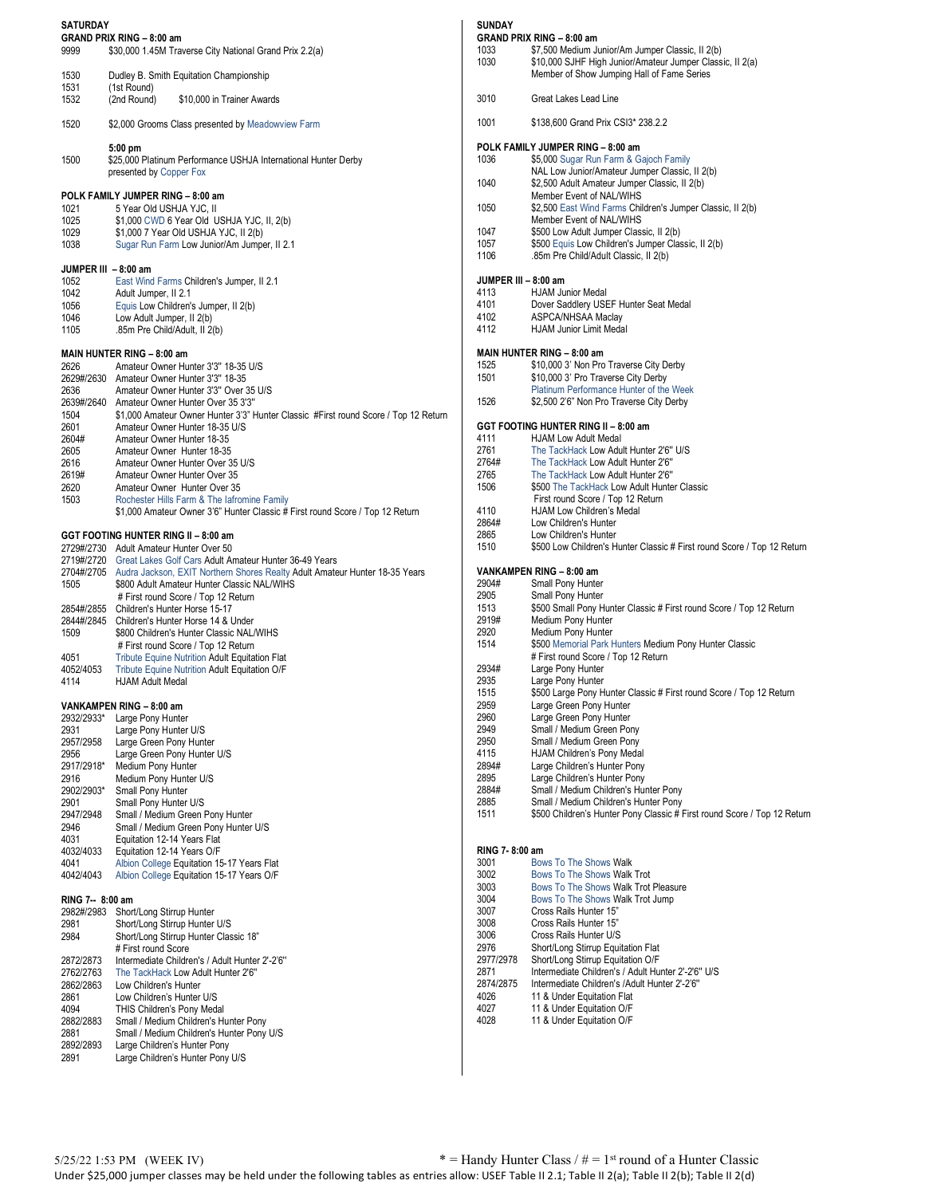## SATURDAY

### GRAND PRIX RING – 8:00 am

| | |
|---|---|
| 9999 | $30,000 1.45M Traverse City National Grand Prix 2.2(a) |
| 1530 | Dudley B. Smith Equitation Championship |
| 1531 | (1st Round) |
| 1532 | (2nd Round) $10,000 in Trainer Awards |
| 1520 | $2,000 Grooms Class presented by Meadowview Farm |
| | **5:00 pm** |
| 1500 | $25,000 Platinum Performance USHJA International Hunter Derby presented by Copper Fox |

### POLK FAMILY JUMPER RING – 8:00 am

| | |
|---|---|
| 1021 | 5 Year Old USHJA YJC, II |
| 1025 | $1,000 CWD 6 Year Old USHJA YJC, II, 2(b) |
| 1029 | $1,000 7 Year Old USHJA YJC, II 2(b) |
| 1038 | Sugar Run Farm Low Junior/Am Jumper, II 2.1 |

### JUMPER III – 8:00 am

| | |
|---|---|
| 1052 | East Wind Farms Children's Jumper, II 2.1 |
| 1042 | Adult Jumper, II 2.1 |
| 1056 | Equis Low Children's Jumper, II 2(b) |
| 1046 | Low Adult Jumper, II 2(b) |
| 1105 | .85m Pre Child/Adult, II 2(b) |

### MAIN HUNTER RING – 8:00 am

| | |
|---|---|
| 2626 | Amateur Owner Hunter 3'3" 18-35 U/S |
| 2629#/2630 | Amateur Owner Hunter 3'3" 18-35 |
| 2636 | Amateur Owner Hunter 3'3" Over 35 U/S |
| 2639#/2640 | Amateur Owner Hunter Over 35 3'3" |
| 1504 | $1,000 Amateur Owner Hunter 3'3" Hunter Classic #First round Score / Top 12 Return |
| 2601 | Amateur Owner Hunter 18-35 U/S |
| 2604# | Amateur Owner Hunter 18-35 |
| 2605 | Amateur Owner Hunter 18-35 |
| 2616 | Amateur Owner Hunter Over 35 U/S |
| 2619# | Amateur Owner Hunter Over 35 |
| 2620 | Amateur Owner Hunter Over 35 |
| 1503 | Rochester Hills Farm & The Iafromine Family $1,000 Amateur Owner 3'6" Hunter Classic # First round Score / Top 12 Return |

### GGT FOOTING HUNTER RING II – 8:00 am

| | |
|---|---|
| 2729#/2730 | Adult Amateur Hunter Over 50 |
| 2719#/2720 | Great Lakes Golf Cars Adult Amateur Hunter 36-49 Years |
| 2704#/2705 | Audra Jackson, EXIT Northern Shores Realty Adult Amateur Hunter 18-35 Years |
| 1505 | $800 Adult Amateur Hunter Classic NAL/WIHS # First round Score / Top 12 Return |
| 2854#/2855 | Children's Hunter Horse 15-17 |
| 2844#/2845 | Children's Hunter Horse 14 & Under |
| 1509 | $800 Children's Hunter Classic NAL/WIHS # First round Score / Top 12 Return |
| 4051 | Tribute Equine Nutrition Adult Equitation Flat |
| 4052/4053 | Tribute Equine Nutrition Adult Equitation O/F |
| 4114 | HJAM Adult Medal |

### VANKAMPEN RING – 8:00 am

| | |
|---|---|
| 2932/2933* | Large Pony Hunter |
| 2931 | Large Pony Hunter U/S |
| 2957/2958 | Large Green Pony Hunter |
| 2956 | Large Green Pony Hunter U/S |
| 2917/2918* | Medium Pony Hunter |
| 2916 | Medium Pony Hunter U/S |
| 2902/2903* | Small Pony Hunter |
| 2901 | Small Pony Hunter U/S |
| 2947/2948 | Small / Medium Green Pony Hunter |
| 2946 | Small / Medium Green Pony Hunter U/S |
| 4031 | Equitation 12-14 Years Flat |
| 4032/4033 | Equitation 12-14 Years O/F |
| 4041 | Albion College Equitation 15-17 Years Flat |
| 4042/4043 | Albion College Equitation 15-17 Years O/F |

### RING 7-- 8:00 am

| | |
|---|---|
| 2982#/2983 | Short/Long Stirrup Hunter |
| 2981 | Short/Long Stirrup Hunter U/S |
| 2984 | Short/Long Stirrup Hunter Classic 18" # First round Score |
| 2872/2873 | Intermediate Children's / Adult Hunter 2'-2'6" |
| 2762/2763 | The TackHack Low Adult Hunter 2'6" |
| 2862/2863 | Low Children's Hunter |
| 2861 | Low Children's Hunter U/S |
| 4094 | THIS Children's Pony Medal |
| 2882/2883 | Small / Medium Children's Hunter Pony |
| 2881 | Small / Medium Children's Hunter Pony U/S |
| 2892/2893 | Large Children's Hunter Pony |
| 2891 | Large Children's Hunter Pony U/S |

## SUNDAY

### GRAND PRIX RING – 8:00 am

| | |
|---|---|
| 1033 | $7,500 Medium Junior/Am Jumper Classic, II 2(b) |
| 1030 | $10,000 SJHF High Junior/Amateur Jumper Classic, II 2(a) Member of Show Jumping Hall of Fame Series |
| 3010 | Great Lakes Lead Line |
| 1001 | $138,600 Grand Prix CSI3* 238.2.2 |

### POLK FAMILY JUMPER RING – 8:00 am

| | |
|---|---|
| 1036 | $5,000 Sugar Run Farm & Gajoch Family NAL Low Junior/Amateur Jumper Classic, II 2(b) |
| 1040 | $2,500 Adult Amateur Jumper Classic, II 2(b) Member Event of NAL/WIHS |
| 1050 | $2,500 East Wind Farms Children's Jumper Classic, II 2(b) Member Event of NAL/WIHS |
| 1047 | $500 Low Adult Jumper Classic, II 2(b) |
| 1057 | $500 Equis Low Children's Jumper Classic, II 2(b) |
| 1106 | .85m Pre Child/Adult Classic, II 2(b) |

### JUMPER III – 8:00 am

| | |
|---|---|
| 4113 | HJAM Junior Medal |
| 4101 | Dover Saddlery USEF Hunter Seat Medal |
| 4102 | ASPCA/NHSAA Maclay |
| 4112 | HJAM Junior Limit Medal |

### MAIN HUNTER RING – 8:00 am

| | |
|---|---|
| 1525 | $10,000 3' Non Pro Traverse City Derby |
| 1501 | $10,000 3' Pro Traverse City Derby Platinum Performance Hunter of the Week |
| 1526 | $2,500 2'6" Non Pro Traverse City Derby |

### GGT FOOTING HUNTER RING II – 8:00 am

| | |
|---|---|
| 4111 | HJAM Low Adult Medal |
| 2761 | The TackHack Low Adult Hunter 2'6" U/S |
| 2764# | The TackHack Low Adult Hunter 2'6" |
| 2765 | The TackHack Low Adult Hunter 2'6" |
| 1506 | $500 The TackHack Low Adult Hunter Classic First round Score / Top 12 Return |
| 4110 | HJAM Low Children's Medal |
| 2864# | Low Children's Hunter |
| 2865 | Low Children's Hunter |
| 1510 | $500 Low Children's Hunter Classic # First round Score / Top 12 Return |

### VANKAMPEN RING – 8:00 am

| | |
|---|---|
| 2904# | Small Pony Hunter |
| 2905 | Small Pony Hunter |
| 1513 | $500 Small Pony Hunter Classic # First round Score / Top 12 Return |
| 2919# | Medium Pony Hunter |
| 2920 | Medium Pony Hunter |
| 1514 | $500 Memorial Park Hunters Medium Pony Hunter Classic # First round Score / Top 12 Return |
| 2934# | Large Pony Hunter |
| 2935 | Large Pony Hunter |
| 1515 | $500 Large Pony Hunter Classic # First round Score / Top 12 Return |
| 2959 | Large Green Pony Hunter |
| 2960 | Large Green Pony Hunter |
| 2949 | Small / Medium Green Pony |
| 2950 | Small / Medium Green Pony |
| 4115 | HJAM Children's Pony Medal |
| 2894# | Large Children's Hunter Pony |
| 2895 | Large Children's Hunter Pony |
| 2884# | Small / Medium Children's Hunter Pony |
| 2885 | Small / Medium Children's Hunter Pony |
| 1511 | $500 Children's Hunter Pony Classic # First round Score / Top 12 Return |

### RING 7- 8:00 am

| | |
|---|---|
| 3001 | Bows To The Shows Walk |
| 3002 | Bows To The Shows Walk Trot |
| 3003 | Bows To The Shows Walk Trot Pleasure |
| 3004 | Bows To The Shows Walk Trot Jump |
| 3007 | Cross Rails Hunter 15" |
| 3008 | Cross Rails Hunter 15" |
| 3006 | Cross Rails Hunter U/S |
| 2976 | Short/Long Stirrup Equitation Flat |
| 2977/2978 | Short/Long Stirrup Equitation O/F |
| 2871 | Intermediate Children's / Adult Hunter 2'-2'6" U/S |
| 2874/2875 | Intermediate Children's /Adult Hunter 2'-2'6" |
| 4026 | 11 & Under Equitation Flat |
| 4027 | 11 & Under Equitation O/F |
| 4028 | 11 & Under Equitation O/F |

5/25/22 1:53 PM (WEEK IV)

* = Handy Hunter Class / # = 1st round of a Hunter Classic

Under $25,000 jumper classes may be held under the following tables as entries allow: USEF Table II 2.1; Table II 2(a); Table II 2(b); Table II 2(d)